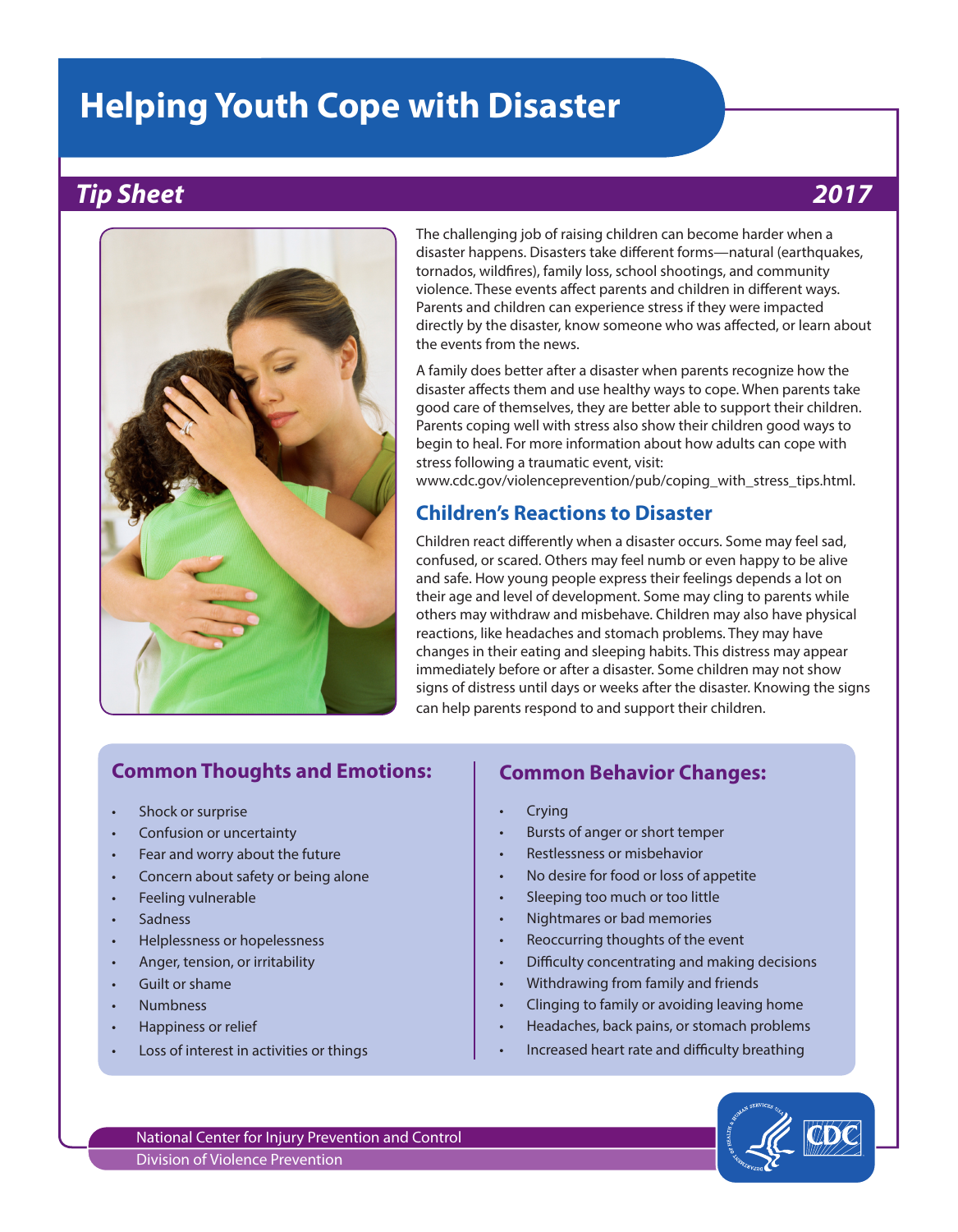# Helping Youth Cope with Disaster

## *Tip Sheet* *2017*

The challenging job of raising children can become harder when a disaster happens. Disasters take different forms—natural (earthquakes, tornados, wildfires), family loss, school shootings, and community violence. These events affect parents and children in different ways. Parents and children can experience stress if they were impacted directly by the disaster, know someone who was affected, or learn about the events from the news.

A family does better after a disaster when parents recognize how the disaster affects them and use healthy ways to cope. When parents take good care of themselves, they are better able to support their children. Parents coping well with stress also show their children good ways to begin to heal. For more information about how adults can cope with stress following a traumatic event, visit: www.cdc.gov/violenceprevention/pub/coping_with_stress_tips.html.

## Children's Reactions to Disaster

Children react differently when a disaster occurs. Some may feel sad, confused, or scared. Others may feel numb or even happy to be alive and safe. How young people express their feelings depends a lot on their age and level of development. Some may cling to parents while others may withdraw and misbehave. Children may also have physical reactions, like headaches and stomach problems. They may have changes in their eating and sleeping habits. This distress may appear immediately before or after a disaster. Some children may not show signs of distress until days or weeks after the disaster. Knowing the signs can help parents respond to and support their children.

### Common Thoughts and Emotions:

- Shock or surprise
- Confusion or uncertainty
- Fear and worry about the future
- Concern about safety or being alone
- Feeling vulnerable
- Sadness
- Helplessness or hopelessness
- Anger, tension, or irritability
- Guilt or shame
- Numbness
- Happiness or relief
- Loss of interest in activities or things

### Common Behavior Changes:

- Crying
- Bursts of anger or short temper
- Restlessness or misbehavior
- No desire for food or loss of appetite
- Sleeping too much or too little
- Nightmares or bad memories
- Reoccurring thoughts of the event
- Difficulty concentrating and making decisions
- Withdrawing from family and friends
- Clinging to family or avoiding leaving home
- Headaches, back pains, or stomach problems
- Increased heart rate and difficulty breathing

National Center for Injury Prevention and Control
Division of Violence Prevention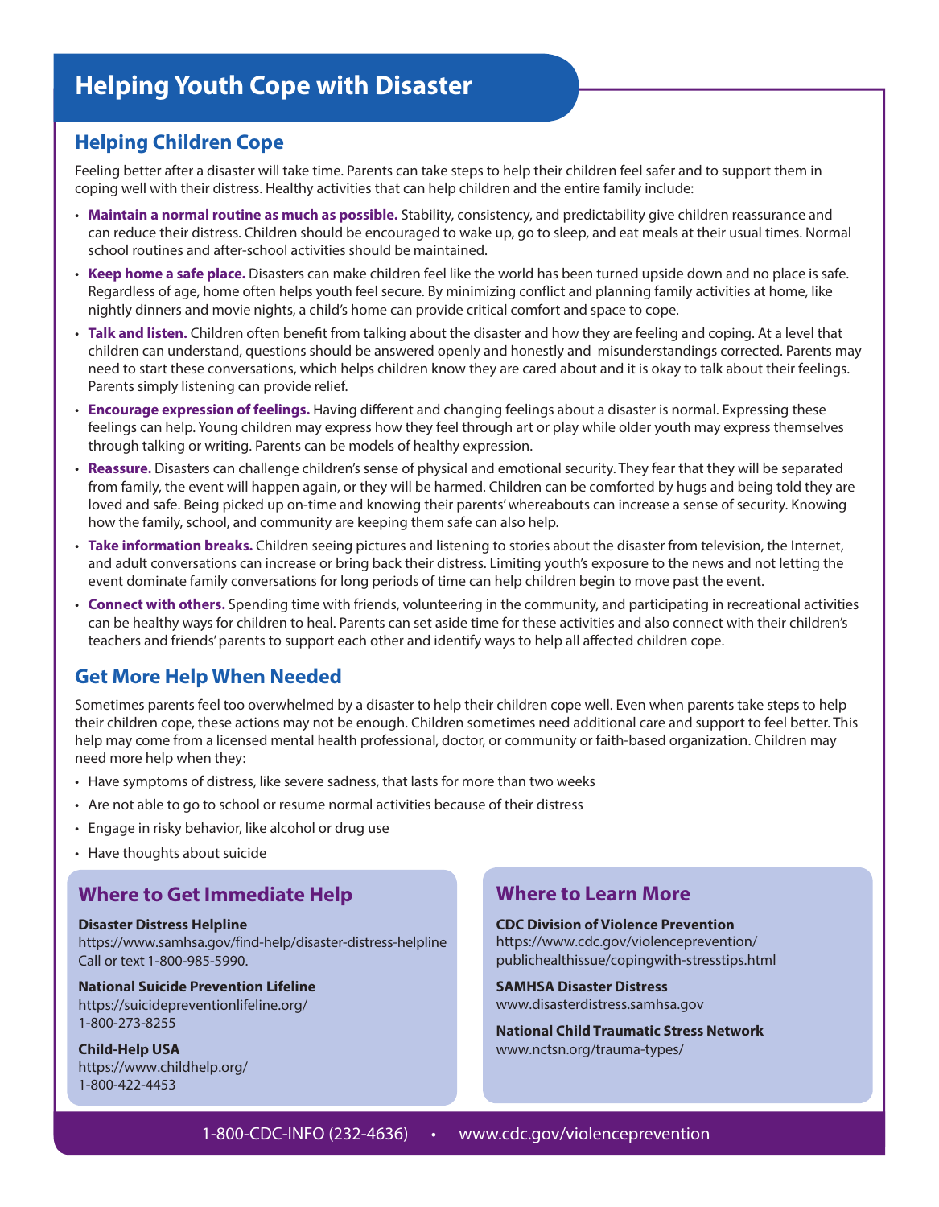# Helping Youth Cope with Disaster

## Helping Children Cope

Feeling better after a disaster will take time. Parents can take steps to help their children feel safer and to support them in coping well with their distress. Healthy activities that can help children and the entire family include:

- **Maintain a normal routine as much as possible.** Stability, consistency, and predictability give children reassurance and can reduce their distress. Children should be encouraged to wake up, go to sleep, and eat meals at their usual times. Normal school routines and after-school activities should be maintained.
- **Keep home a safe place.** Disasters can make children feel like the world has been turned upside down and no place is safe. Regardless of age, home often helps youth feel secure. By minimizing conflict and planning family activities at home, like nightly dinners and movie nights, a child's home can provide critical comfort and space to cope.
- **Talk and listen.** Children often benefit from talking about the disaster and how they are feeling and coping. At a level that children can understand, questions should be answered openly and honestly and misunderstandings corrected. Parents may need to start these conversations, which helps children know they are cared about and it is okay to talk about their feelings. Parents simply listening can provide relief.
- **Encourage expression of feelings.** Having different and changing feelings about a disaster is normal. Expressing these feelings can help. Young children may express how they feel through art or play while older youth may express themselves through talking or writing. Parents can be models of healthy expression.
- **Reassure.** Disasters can challenge children's sense of physical and emotional security. They fear that they will be separated from family, the event will happen again, or they will be harmed. Children can be comforted by hugs and being told they are loved and safe. Being picked up on-time and knowing their parents' whereabouts can increase a sense of security. Knowing how the family, school, and community are keeping them safe can also help.
- **Take information breaks.** Children seeing pictures and listening to stories about the disaster from television, the Internet, and adult conversations can increase or bring back their distress. Limiting youth's exposure to the news and not letting the event dominate family conversations for long periods of time can help children begin to move past the event.
- **Connect with others.** Spending time with friends, volunteering in the community, and participating in recreational activities can be healthy ways for children to heal. Parents can set aside time for these activities and also connect with their children's teachers and friends' parents to support each other and identify ways to help all affected children cope.

## Get More Help When Needed

Sometimes parents feel too overwhelmed by a disaster to help their children cope well. Even when parents take steps to help their children cope, these actions may not be enough. Children sometimes need additional care and support to feel better. This help may come from a licensed mental health professional, doctor, or community or faith-based organization. Children may need more help when they:

- Have symptoms of distress, like severe sadness, that lasts for more than two weeks
- Are not able to go to school or resume normal activities because of their distress
- Engage in risky behavior, like alcohol or drug use
- Have thoughts about suicide

### Where to Get Immediate Help

**Disaster Distress Helpline**
https://www.samhsa.gov/find-help/disaster-distress-helpline
Call or text 1-800-985-5990.

**National Suicide Prevention Lifeline**
https://suicidepreventionlifeline.org/
1-800-273-8255

**Child-Help USA**
https://www.childhelp.org/
1-800-422-4453

### Where to Learn More

**CDC Division of Violence Prevention**
https://www.cdc.gov/violenceprevention/publichealthissue/copingwith-stresstips.html

**SAMHSA Disaster Distress**
www.disasterdistress.samhsa.gov

**National Child Traumatic Stress Network**
www.nctsn.org/trauma-types/

1-800-CDC-INFO (232-4636) • www.cdc.gov/violenceprevention